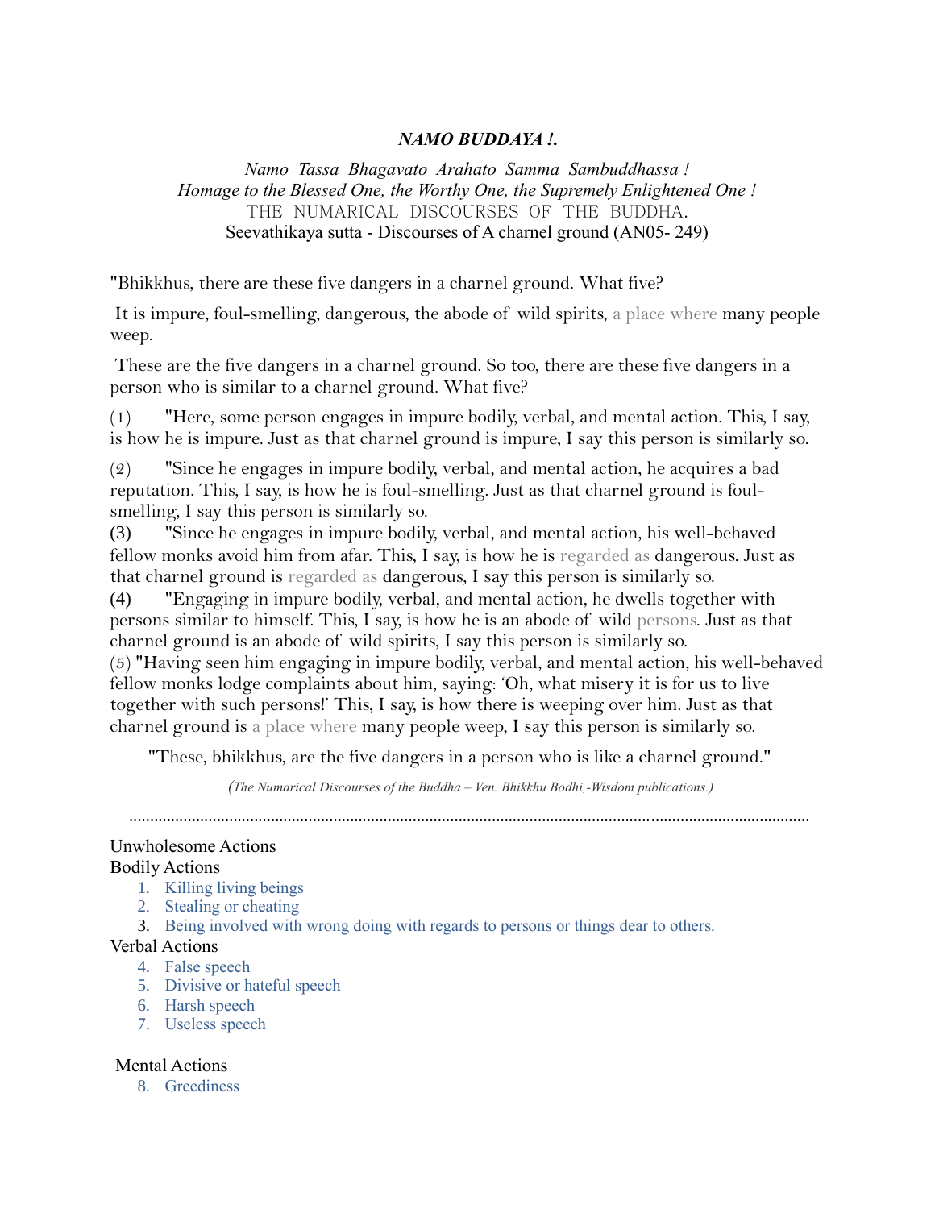***NAMO BUDDAYA !.***

*Namo Tassa Bhagavato Arahato Samma Sambuddhassa !*
*Homage to the Blessed One, the Worthy One, the Supremely Enlightened One !*
THE NUMARICAL DISCOURSES OF THE BUDDHA.
Seevathikaya sutta - Discourses of A charnel ground (AN05- 249)

"Bhikkhus, there are these five dangers in a charnel ground. What five?

It is impure, foul-smelling, dangerous, the abode of wild spirits, a place where many people weep.

These are the five dangers in a charnel ground. So too, there are these five dangers in a person who is similar to a charnel ground. What five?

(1) "Here, some person engages in impure bodily, verbal, and mental action. This, I say, is how he is impure. Just as that charnel ground is impure, I say this person is similarly so.

(2) "Since he engages in impure bodily, verbal, and mental action, he acquires a bad reputation. This, I say, is how he is foul-smelling. Just as that charnel ground is foul-smelling, I say this person is similarly so.

(3) "Since he engages in impure bodily, verbal, and mental action, his well-behaved fellow monks avoid him from afar. This, I say, is how he is regarded as dangerous. Just as that charnel ground is regarded as dangerous, I say this person is similarly so.

(4) "Engaging in impure bodily, verbal, and mental action, he dwells together with persons similar to himself. This, I say, is how he is an abode of wild persons. Just as that charnel ground is an abode of wild spirits, I say this person is similarly so.

(5) "Having seen him engaging in impure bodily, verbal, and mental action, his well-behaved fellow monks lodge complaints about him, saying: 'Oh, what misery it is for us to live together with such persons!' This, I say, is how there is weeping over him. Just as that charnel ground is a place where many people weep, I say this person is similarly so.

"These, bhikkhus, are the five dangers in a person who is like a charnel ground."

*(The Numarical Discourses of the Buddha – Ven. Bhikkhu Bodhi,-Wisdom publications.)*

.................................................................................................................................................................

Unwholesome Actions

Bodily Actions

1. Killing living beings
2. Stealing or cheating
3. Being involved with wrong doing with regards to persons or things dear to others.

Verbal Actions

4. False speech
5. Divisive or hateful speech
6. Harsh speech
7. Useless speech

Mental Actions

8. Greediness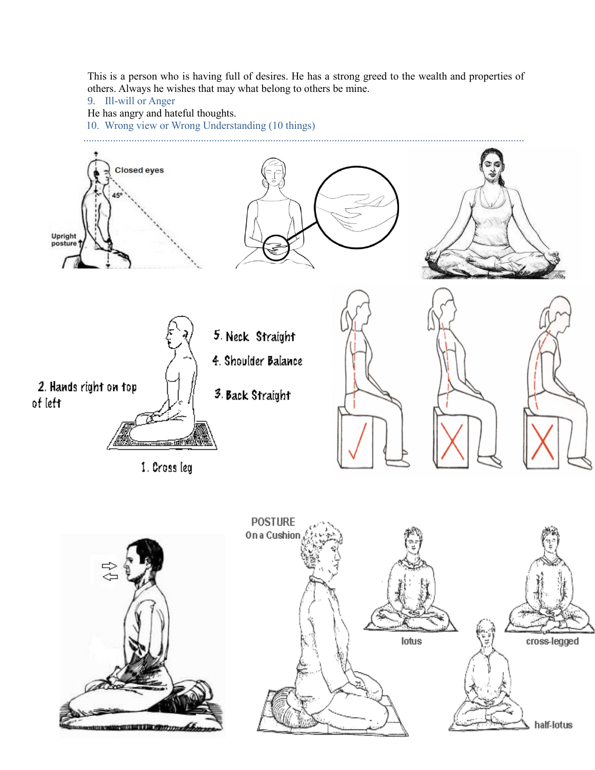This is a person who is having full of desires. He has a strong greed to the wealth and properties of others. Always he wishes that may what belong to others be mine.

9. Ill-will or Anger

He has angry and hateful thoughts.

10. Wrong view or Wrong Understanding (10 things)

Closed eyes

45°

Upright posture

5. Neck Straight

4. Shoulder Balance

3. Back Straight

2. Hands right on top of left

1. Cross leg

POSTURE

On a Cushion

lotus

cross-legged

half-lotus